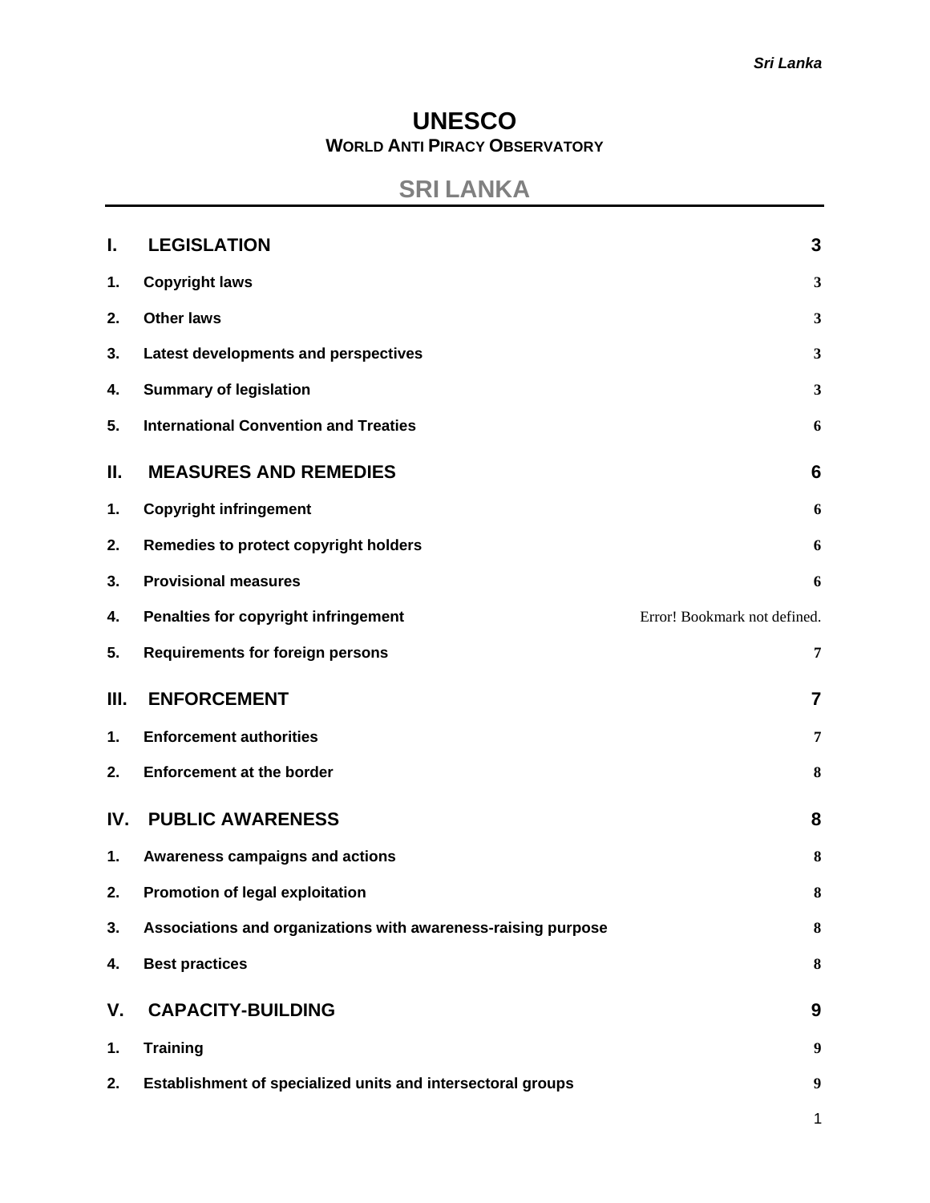# UNESCO

**WORLD ANTI PIRACY OBSERVATORY**

## SRI LANKA

| | | |
|---|---|---|
| **I.** | **LEGISLATION** | **3** |
| **1.** | **Copyright laws** | **3** |
| **2.** | **Other laws** | **3** |
| **3.** | **Latest developments and perspectives** | **3** |
| **4.** | **Summary of legislation** | **3** |
| **5.** | **International Convention and Treaties** | **6** |
| **II.** | **MEASURES AND REMEDIES** | **6** |
| **1.** | **Copyright infringement** | **6** |
| **2.** | **Remedies to protect copyright holders** | **6** |
| **3.** | **Provisional measures** | **6** |
| **4.** | **Penalties for copyright infringement** | Error! Bookmark not defined. |
| **5.** | **Requirements for foreign persons** | **7** |
| **III.** | **ENFORCEMENT** | **7** |
| **1.** | **Enforcement authorities** | **7** |
| **2.** | **Enforcement at the border** | **8** |
| **IV.** | **PUBLIC AWARENESS** | **8** |
| **1.** | **Awareness campaigns and actions** | **8** |
| **2.** | **Promotion of legal exploitation** | **8** |
| **3.** | **Associations and organizations with awareness-raising purpose** | **8** |
| **4.** | **Best practices** | **8** |
| **V.** | **CAPACITY-BUILDING** | **9** |
| **1.** | **Training** | **9** |
| **2.** | **Establishment of specialized units and intersectoral groups** | **9** |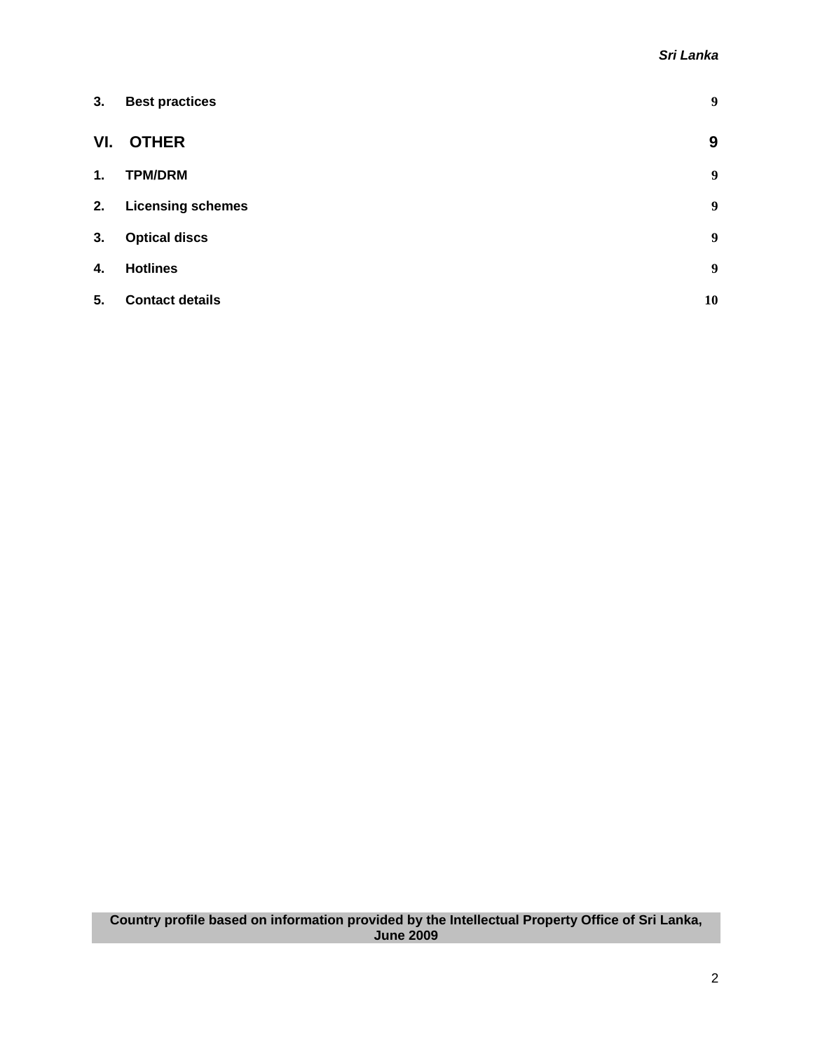3. **Best practices** 9

**VI. OTHER** 9

1. **TPM/DRM** 9
2. **Licensing schemes** 9
3. **Optical discs** 9
4. **Hotlines** 9
5. **Contact details** 10

**Country profile based on information provided by the Intellectual Property Office of Sri Lanka, June 2009**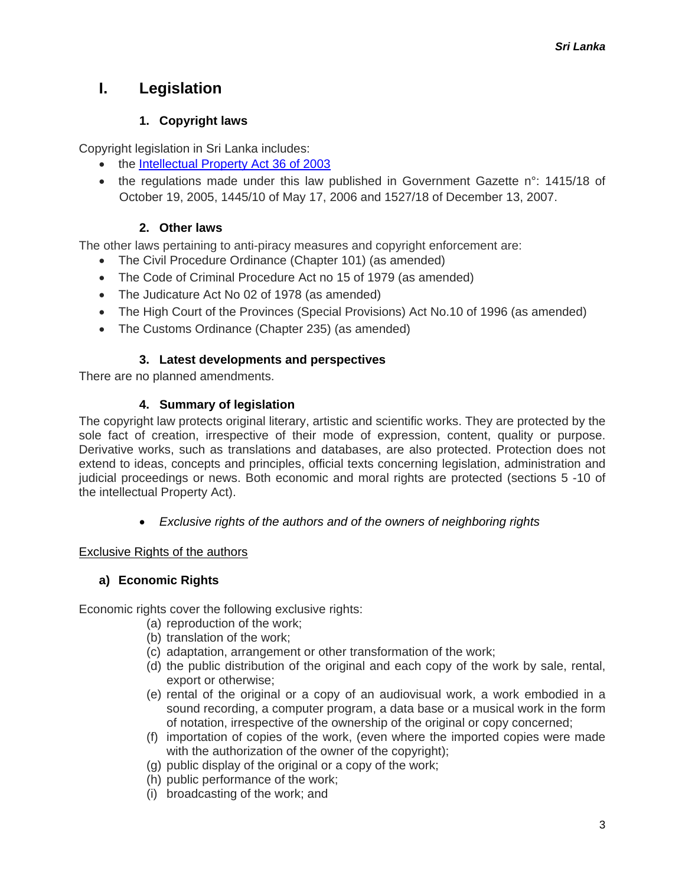# I. Legislation

## 1. Copyright laws

Copyright legislation in Sri Lanka includes:

- the [Intellectual Property Act 36 of 2003]
- the regulations made under this law published in Government Gazette n°: 1415/18 of October 19, 2005, 1445/10 of May 17, 2006 and 1527/18 of December 13, 2007.

## 2. Other laws

The other laws pertaining to anti-piracy measures and copyright enforcement are:

- The Civil Procedure Ordinance (Chapter 101) (as amended)
- The Code of Criminal Procedure Act no 15 of 1979 (as amended)
- The Judicature Act No 02 of 1978 (as amended)
- The High Court of the Provinces (Special Provisions) Act No.10 of 1996 (as amended)
- The Customs Ordinance (Chapter 235) (as amended)

## 3. Latest developments and perspectives

There are no planned amendments.

## 4. Summary of legislation

The copyright law protects original literary, artistic and scientific works. They are protected by the sole fact of creation, irrespective of their mode of expression, content, quality or purpose. Derivative works, such as translations and databases, are also protected. Protection does not extend to ideas, concepts and principles, official texts concerning legislation, administration and judicial proceedings or news. Both economic and moral rights are protected (sections 5 -10 of the intellectual Property Act).

- *Exclusive rights of the authors and of the owners of neighboring rights*

<u>Exclusive Rights of the authors</u>

### a) Economic Rights

Economic rights cover the following exclusive rights:

(a) reproduction of the work;
(b) translation of the work;
(c) adaptation, arrangement or other transformation of the work;
(d) the public distribution of the original and each copy of the work by sale, rental, export or otherwise;
(e) rental of the original or a copy of an audiovisual work, a work embodied in a sound recording, a computer program, a data base or a musical work in the form of notation, irrespective of the ownership of the original or copy concerned;
(f) importation of copies of the work, (even where the imported copies were made with the authorization of the owner of the copyright);
(g) public display of the original or a copy of the work;
(h) public performance of the work;
(i) broadcasting of the work; and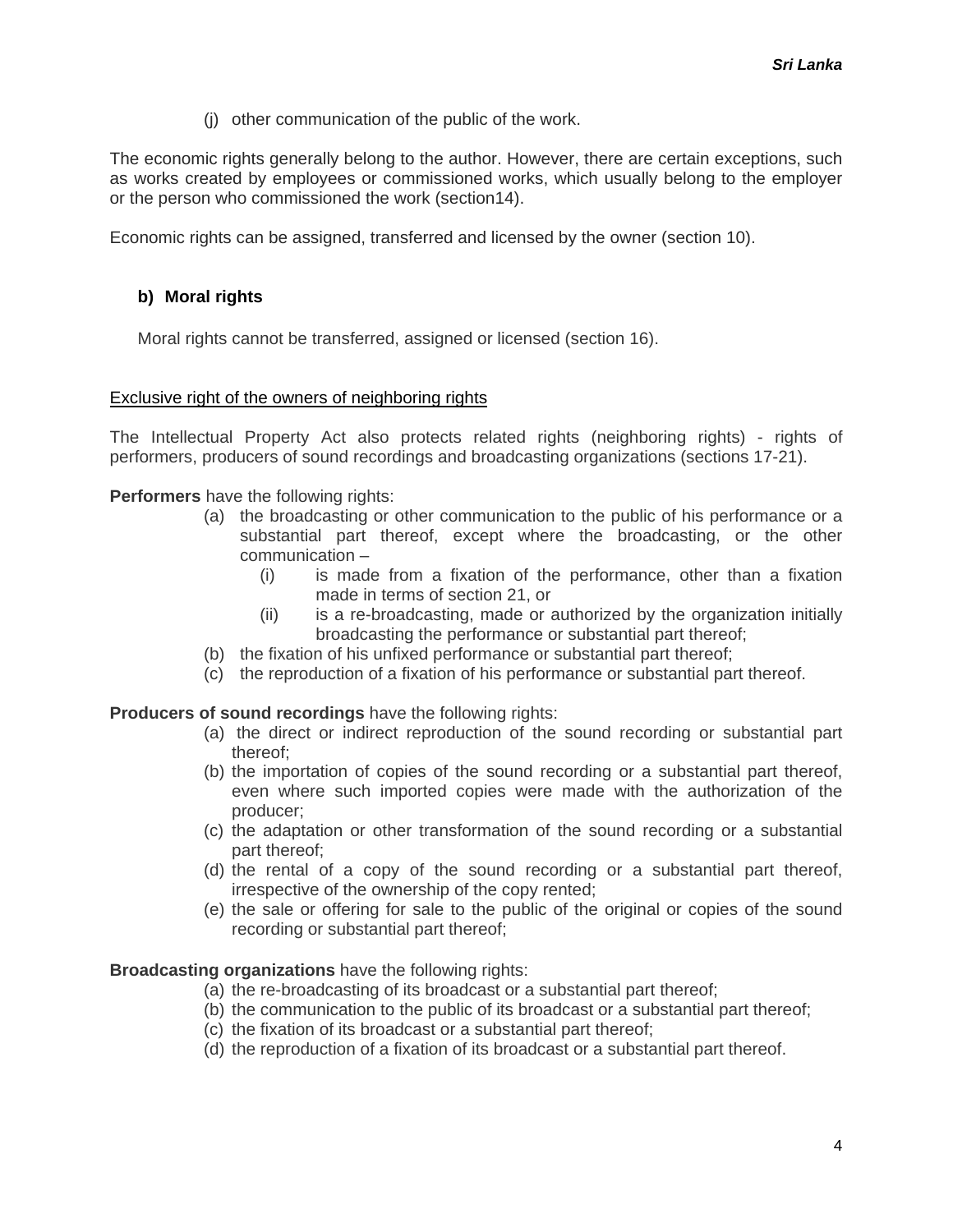(j) other communication of the public of the work.

The economic rights generally belong to the author. However, there are certain exceptions, such as works created by employees or commissioned works, which usually belong to the employer or the person who commissioned the work (section14).

Economic rights can be assigned, transferred and licensed by the owner (section 10).

**b) Moral rights**

Moral rights cannot be transferred, assigned or licensed (section 16).

<u>Exclusive right of the owners of neighboring rights</u>

The Intellectual Property Act also protects related rights (neighboring rights) - rights of performers, producers of sound recordings and broadcasting organizations (sections 17-21).

**Performers** have the following rights:

(a) the broadcasting or other communication to the public of his performance or a substantial part thereof, except where the broadcasting, or the other communication –
  - (i) is made from a fixation of the performance, other than a fixation made in terms of section 21, or
  - (ii) is a re-broadcasting, made or authorized by the organization initially broadcasting the performance or substantial part thereof;

(b) the fixation of his unfixed performance or substantial part thereof;

(c) the reproduction of a fixation of his performance or substantial part thereof.

**Producers of sound recordings** have the following rights:

(a) the direct or indirect reproduction of the sound recording or substantial part thereof;

(b) the importation of copies of the sound recording or a substantial part thereof, even where such imported copies were made with the authorization of the producer;

(c) the adaptation or other transformation of the sound recording or a substantial part thereof;

(d) the rental of a copy of the sound recording or a substantial part thereof, irrespective of the ownership of the copy rented;

(e) the sale or offering for sale to the public of the original or copies of the sound recording or substantial part thereof;

**Broadcasting organizations** have the following rights:

(a) the re-broadcasting of its broadcast or a substantial part thereof;

(b) the communication to the public of its broadcast or a substantial part thereof;

(c) the fixation of its broadcast or a substantial part thereof;

(d) the reproduction of a fixation of its broadcast or a substantial part thereof.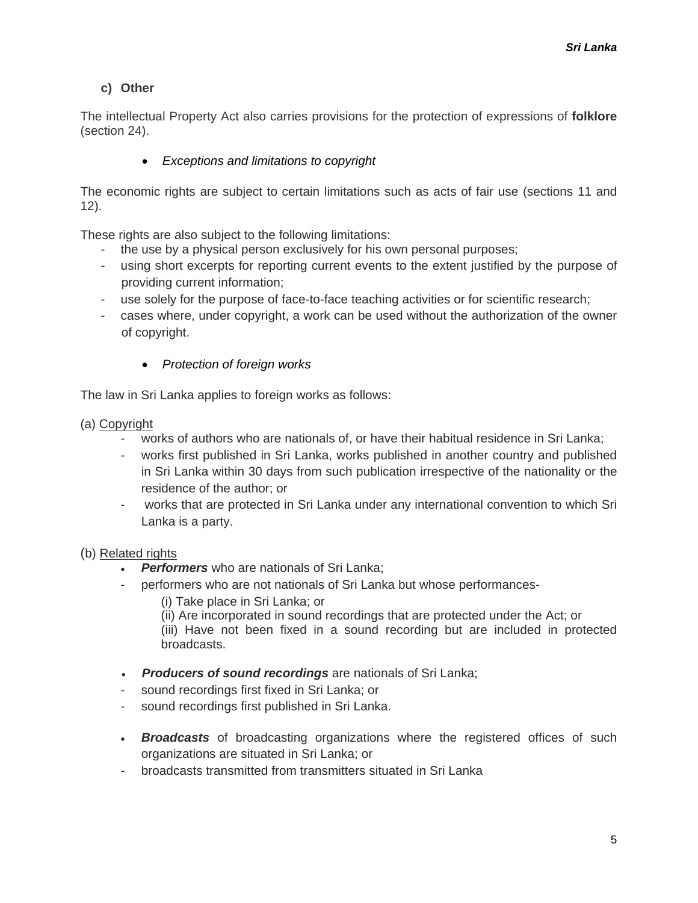#### c) Other

The intellectual Property Act also carries provisions for the protection of expressions of **folklore** (section 24).

- *Exceptions and limitations to copyright*

The economic rights are subject to certain limitations such as acts of fair use (sections 11 and 12).

These rights are also subject to the following limitations:

- the use by a physical person exclusively for his own personal purposes;
- using short excerpts for reporting current events to the extent justified by the purpose of providing current information;
- use solely for the purpose of face-to-face teaching activities or for scientific research;
- cases where, under copyright, a work can be used without the authorization of the owner of copyright.

- *Protection of foreign works*

The law in Sri Lanka applies to foreign works as follows:

(a) <u>Copyright</u>

- works of authors who are nationals of, or have their habitual residence in Sri Lanka;
- works first published in Sri Lanka, works published in another country and published in Sri Lanka within 30 days from such publication irrespective of the nationality or the residence of the author; or
- works that are protected in Sri Lanka under any international convention to which Sri Lanka is a party.

(b) <u>Related rights</u>

- ***Performers*** who are nationals of Sri Lanka;
- performers who are not nationals of Sri Lanka but whose performances-
  - (i) Take place in Sri Lanka; or
  - (ii) Are incorporated in sound recordings that are protected under the Act; or
  - (iii) Have not been fixed in a sound recording but are included in protected broadcasts.

- ***Producers of sound recordings*** are nationals of Sri Lanka;
- sound recordings first fixed in Sri Lanka; or
- sound recordings first published in Sri Lanka.

- ***Broadcasts*** of broadcasting organizations where the registered offices of such organizations are situated in Sri Lanka; or
- broadcasts transmitted from transmitters situated in Sri Lanka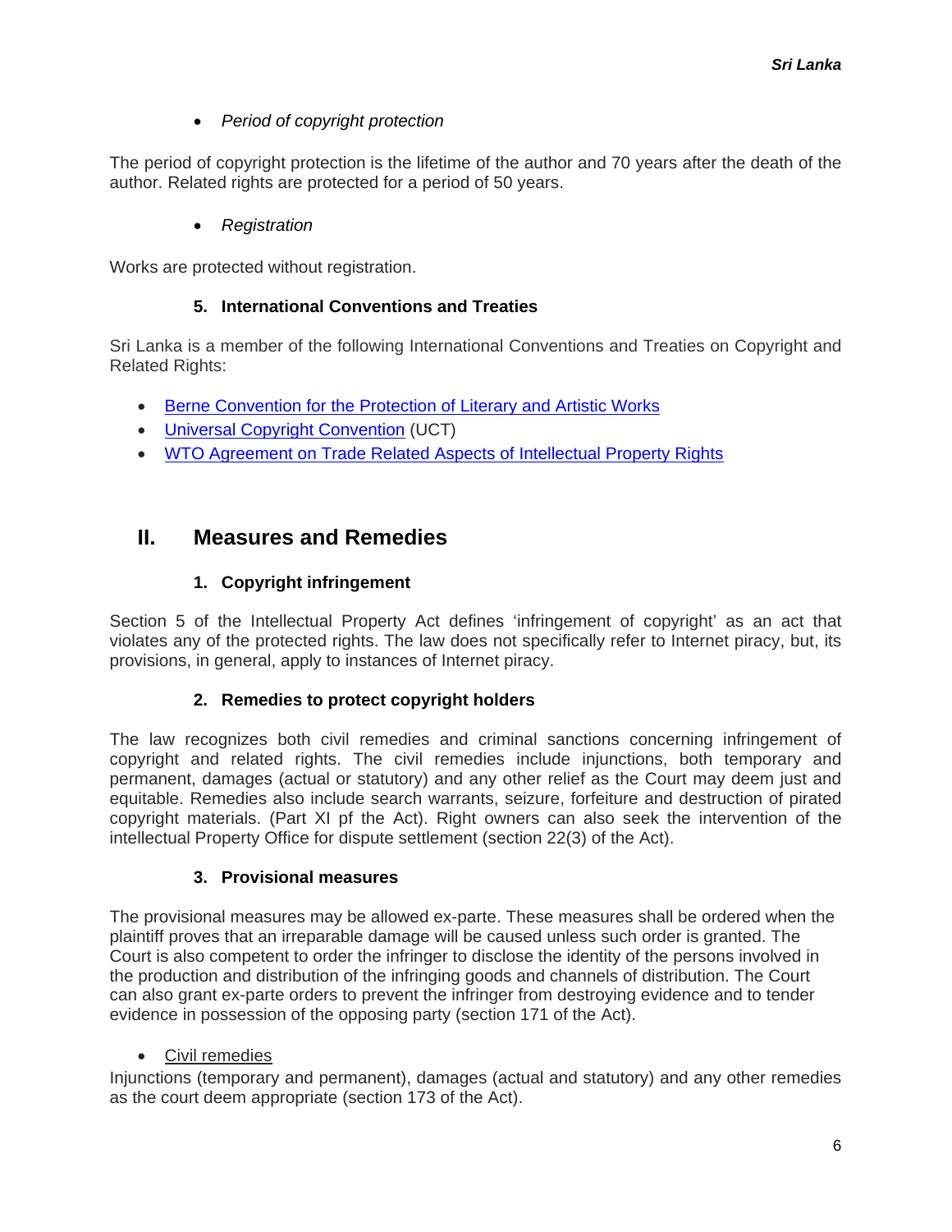- *Period of copyright protection*

The period of copyright protection is the lifetime of the author and 70 years after the death of the author. Related rights are protected for a period of 50 years.

- *Registration*

Works are protected without registration.

### 5. International Conventions and Treaties

Sri Lanka is a member of the following International Conventions and Treaties on Copyright and Related Rights:

- [Berne Convention for the Protection of Literary and Artistic Works]
- [Universal Copyright Convention] (UCT)
- [WTO Agreement on Trade Related Aspects of Intellectual Property Rights]

## II. Measures and Remedies

### 1. Copyright infringement

Section 5 of the Intellectual Property Act defines 'infringement of copyright' as an act that violates any of the protected rights. The law does not specifically refer to Internet piracy, but, its provisions, in general, apply to instances of Internet piracy.

### 2. Remedies to protect copyright holders

The law recognizes both civil remedies and criminal sanctions concerning infringement of copyright and related rights. The civil remedies include injunctions, both temporary and permanent, damages (actual or statutory) and any other relief as the Court may deem just and equitable. Remedies also include search warrants, seizure, forfeiture and destruction of pirated copyright materials. (Part XI pf the Act). Right owners can also seek the intervention of the intellectual Property Office for dispute settlement (section 22(3) of the Act).

### 3. Provisional measures

The provisional measures may be allowed ex-parte. These measures shall be ordered when the plaintiff proves that an irreparable damage will be caused unless such order is granted. The Court is also competent to order the infringer to disclose the identity of the persons involved in the production and distribution of the infringing goods and channels of distribution. The Court can also grant ex-parte orders to prevent the infringer from destroying evidence and to tender evidence in possession of the opposing party (section 171 of the Act).

- Civil remedies

Injunctions (temporary and permanent), damages (actual and statutory) and any other remedies as the court deem appropriate (section 173 of the Act).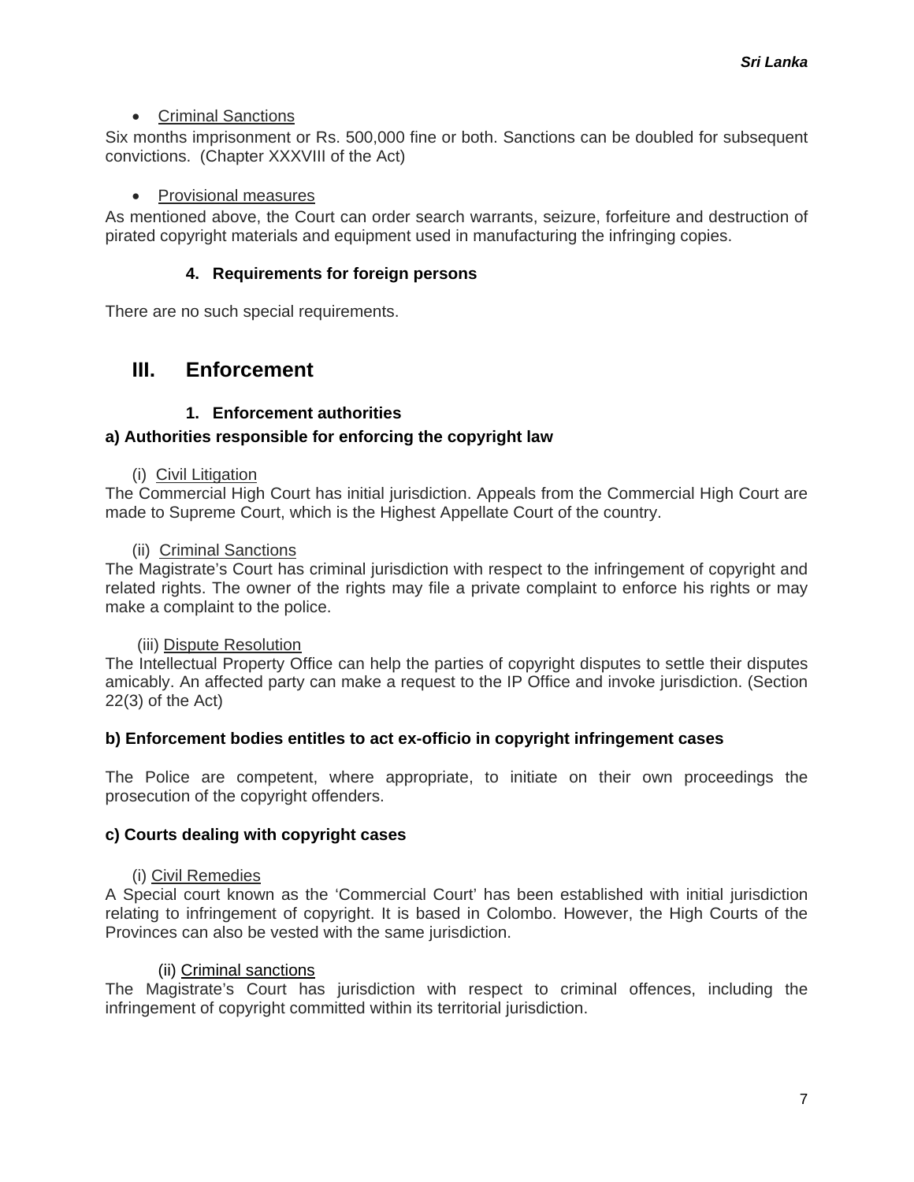- Criminal Sanctions

Six months imprisonment or Rs. 500,000 fine or both. Sanctions can be doubled for subsequent convictions. (Chapter XXXVIII of the Act)

- Provisional measures

As mentioned above, the Court can order search warrants, seizure, forfeiture and destruction of pirated copyright materials and equipment used in manufacturing the infringing copies.

### 4. Requirements for foreign persons

There are no such special requirements.

## III. Enforcement

### 1. Enforcement authorities

#### a) Authorities responsible for enforcing the copyright law

(i) Civil Litigation

The Commercial High Court has initial jurisdiction. Appeals from the Commercial High Court are made to Supreme Court, which is the Highest Appellate Court of the country.

(ii) Criminal Sanctions

The Magistrate's Court has criminal jurisdiction with respect to the infringement of copyright and related rights. The owner of the rights may file a private complaint to enforce his rights or may make a complaint to the police.

(iii) Dispute Resolution

The Intellectual Property Office can help the parties of copyright disputes to settle their disputes amicably. An affected party can make a request to the IP Office and invoke jurisdiction. (Section 22(3) of the Act)

#### b) Enforcement bodies entitles to act ex-officio in copyright infringement cases

The Police are competent, where appropriate, to initiate on their own proceedings the prosecution of the copyright offenders.

#### c) Courts dealing with copyright cases

(i) Civil Remedies

A Special court known as the 'Commercial Court' has been established with initial jurisdiction relating to infringement of copyright. It is based in Colombo. However, the High Courts of the Provinces can also be vested with the same jurisdiction.

(ii) Criminal sanctions

The Magistrate's Court has jurisdiction with respect to criminal offences, including the infringement of copyright committed within its territorial jurisdiction.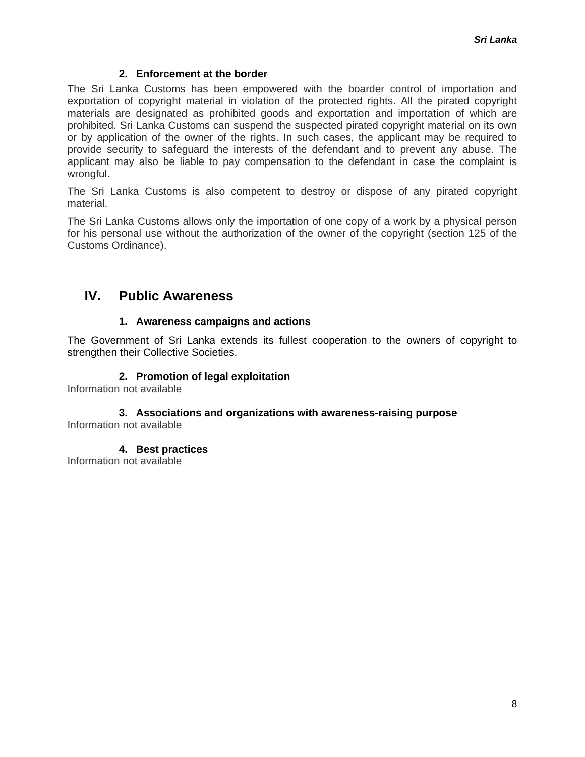### 2. Enforcement at the border

The Sri Lanka Customs has been empowered with the boarder control of importation and exportation of copyright material in violation of the protected rights. All the pirated copyright materials are designated as prohibited goods and exportation and importation of which are prohibited. Sri Lanka Customs can suspend the suspected pirated copyright material on its own or by application of the owner of the rights. In such cases, the applicant may be required to provide security to safeguard the interests of the defendant and to prevent any abuse. The applicant may also be liable to pay compensation to the defendant in case the complaint is wrongful.

The Sri Lanka Customs is also competent to destroy or dispose of any pirated copyright material.

The Sri Lanka Customs allows only the importation of one copy of a work by a physical person for his personal use without the authorization of the owner of the copyright (section 125 of the Customs Ordinance).

## IV. Public Awareness

### 1. Awareness campaigns and actions

The Government of Sri Lanka extends its fullest cooperation to the owners of copyright to strengthen their Collective Societies.

### 2. Promotion of legal exploitation

Information not available

### 3. Associations and organizations with awareness-raising purpose

Information not available

### 4. Best practices

Information not available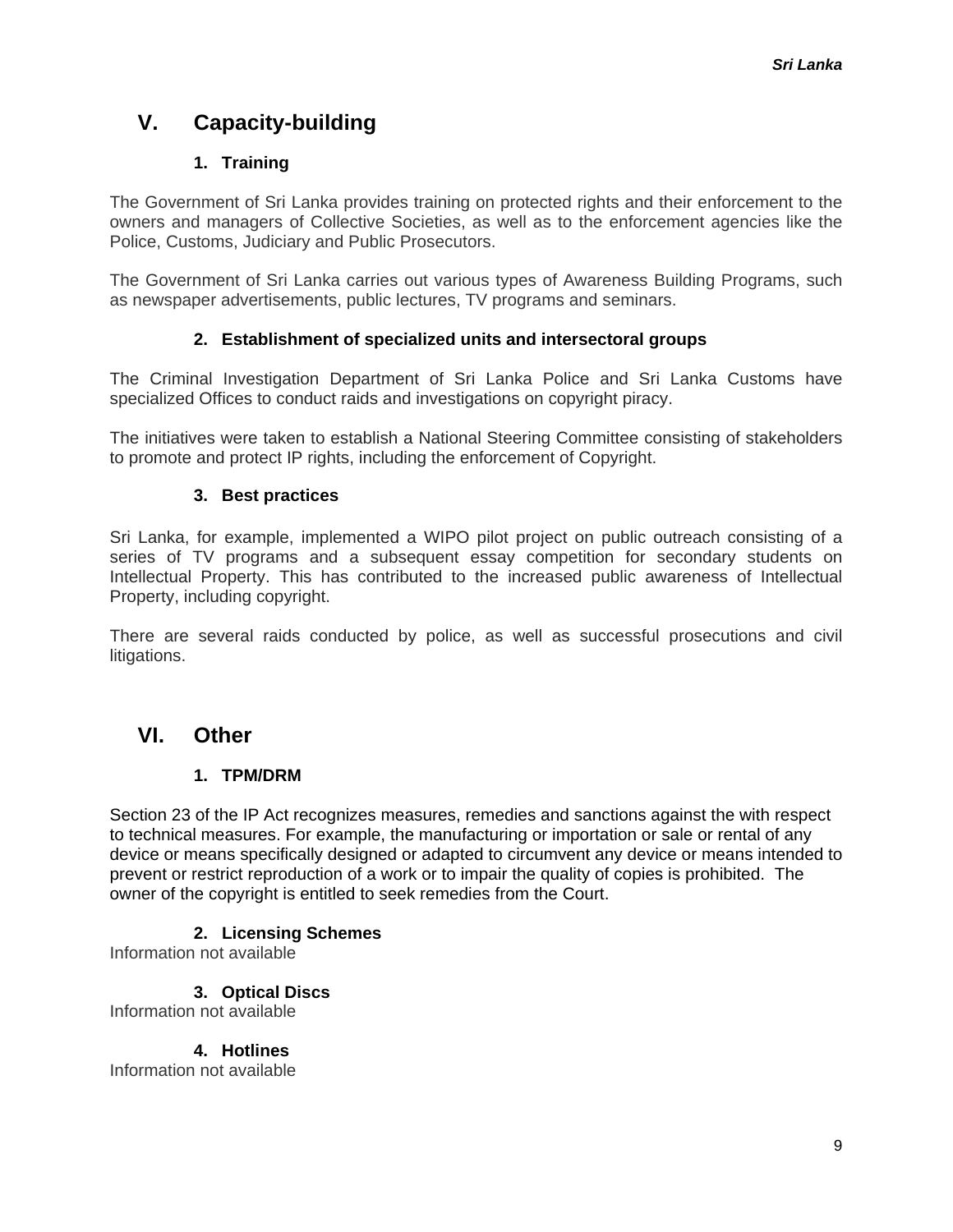## V. Capacity-building

### 1. Training

The Government of Sri Lanka provides training on protected rights and their enforcement to the owners and managers of Collective Societies, as well as to the enforcement agencies like the Police, Customs, Judiciary and Public Prosecutors.

The Government of Sri Lanka carries out various types of Awareness Building Programs, such as newspaper advertisements, public lectures, TV programs and seminars.

### 2. Establishment of specialized units and intersectoral groups

The Criminal Investigation Department of Sri Lanka Police and Sri Lanka Customs have specialized Offices to conduct raids and investigations on copyright piracy.

The initiatives were taken to establish a National Steering Committee consisting of stakeholders to promote and protect IP rights, including the enforcement of Copyright.

### 3. Best practices

Sri Lanka, for example, implemented a WIPO pilot project on public outreach consisting of a series of TV programs and a subsequent essay competition for secondary students on Intellectual Property. This has contributed to the increased public awareness of Intellectual Property, including copyright.

There are several raids conducted by police, as well as successful prosecutions and civil litigations.

## VI. Other

### 1. TPM/DRM

Section 23 of the IP Act recognizes measures, remedies and sanctions against the with respect to technical measures. For example, the manufacturing or importation or sale or rental of any device or means specifically designed or adapted to circumvent any device or means intended to prevent or restrict reproduction of a work or to impair the quality of copies is prohibited. The owner of the copyright is entitled to seek remedies from the Court.

### 2. Licensing Schemes

Information not available

### 3. Optical Discs

Information not available

### 4. Hotlines

Information not available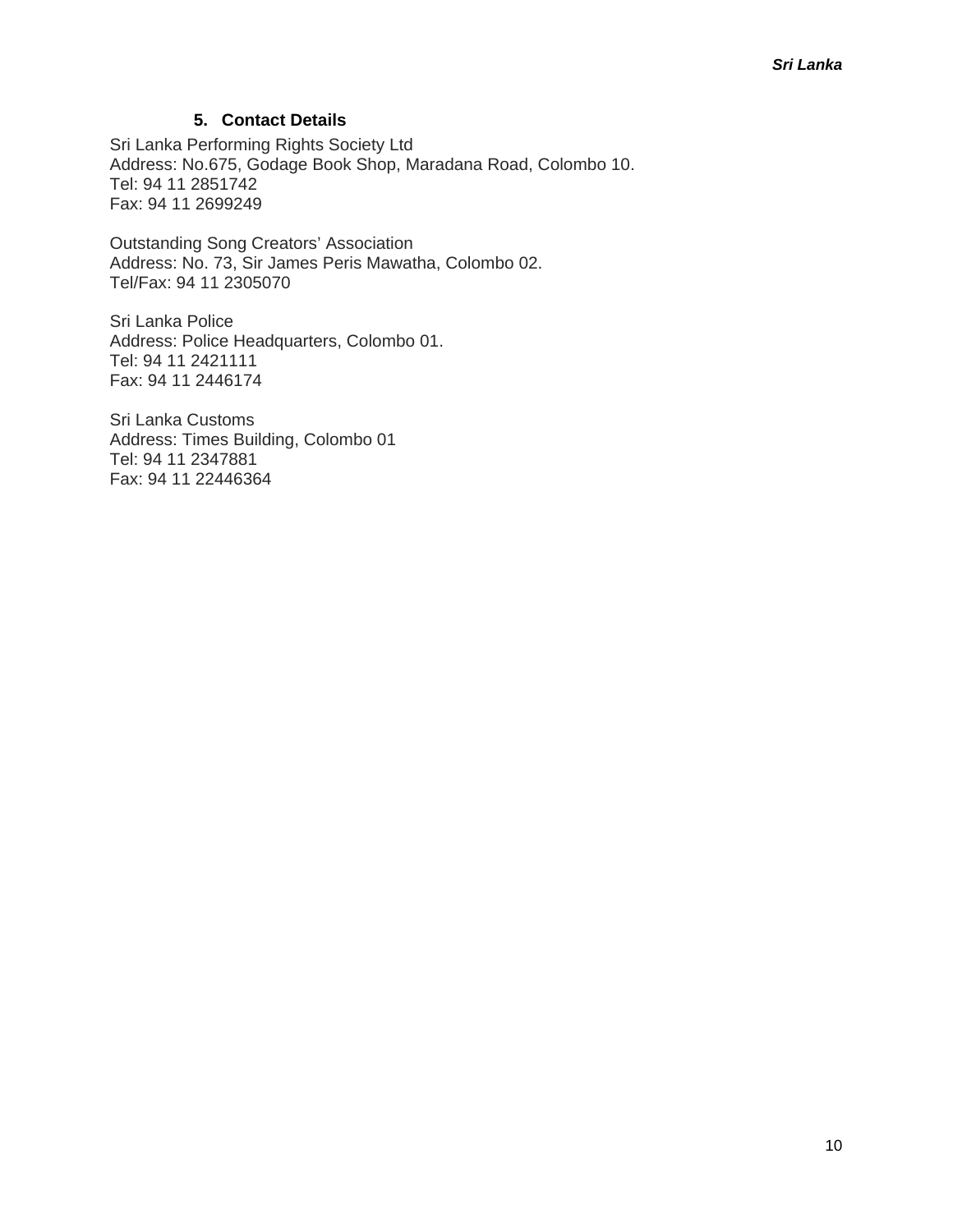## 5. Contact Details

Sri Lanka Performing Rights Society Ltd
Address: No.675, Godage Book Shop, Maradana Road, Colombo 10.
Tel: 94 11 2851742
Fax: 94 11 2699249

Outstanding Song Creators' Association
Address: No. 73, Sir James Peris Mawatha, Colombo 02.
Tel/Fax: 94 11 2305070

Sri Lanka Police
Address: Police Headquarters, Colombo 01.
Tel: 94 11 2421111
Fax: 94 11 2446174

Sri Lanka Customs
Address: Times Building, Colombo 01
Tel: 94 11 2347881
Fax: 94 11 22446364